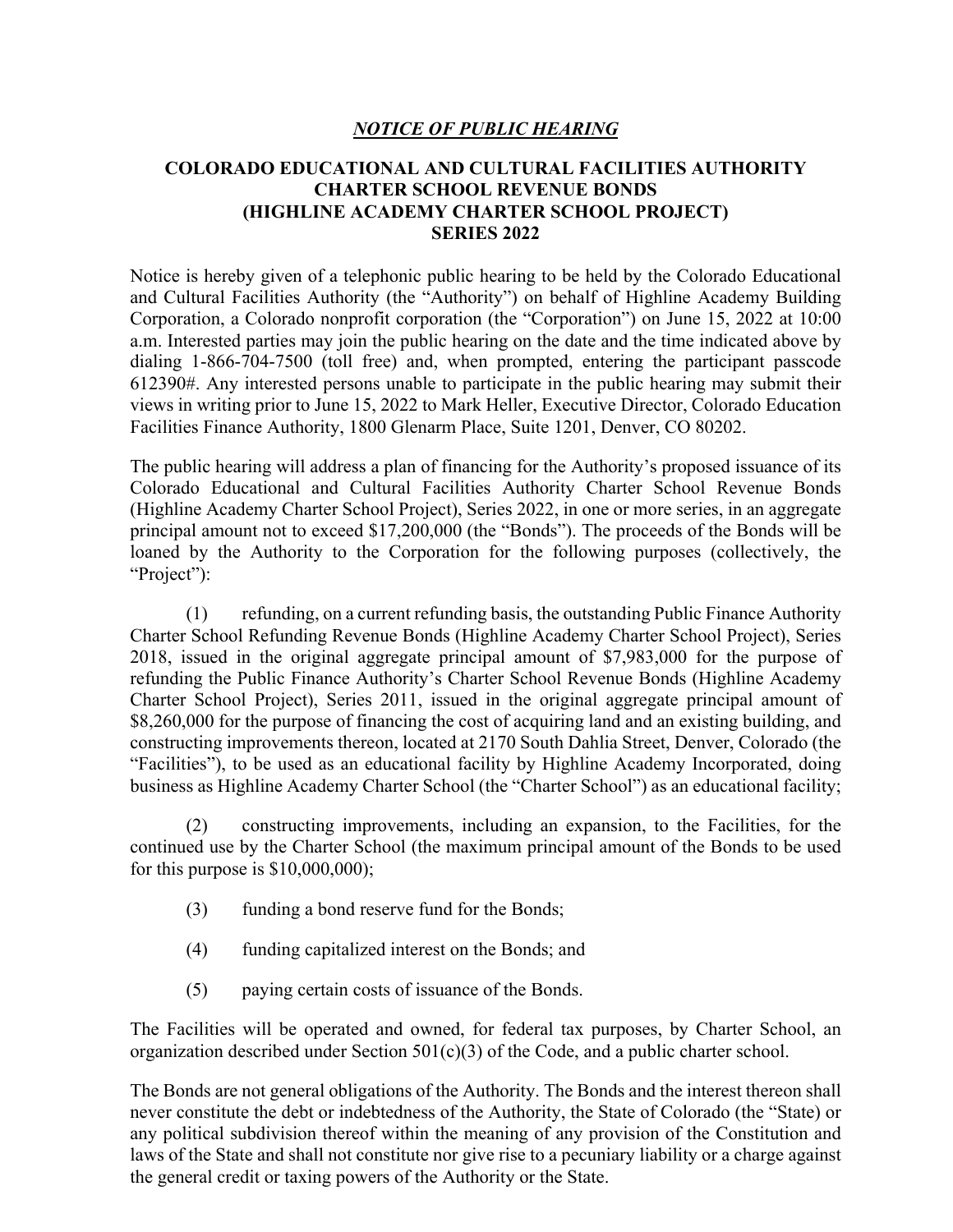## ***NOTICE OF PUBLIC HEARING***

### COLORADO EDUCATIONAL AND CULTURAL FACILITIES AUTHORITY CHARTER SCHOOL REVENUE BONDS (HIGHLINE ACADEMY CHARTER SCHOOL PROJECT) SERIES 2022

Notice is hereby given of a telephonic public hearing to be held by the Colorado Educational and Cultural Facilities Authority (the "Authority") on behalf of Highline Academy Building Corporation, a Colorado nonprofit corporation (the "Corporation") on June 15, 2022 at 10:00 a.m. Interested parties may join the public hearing on the date and the time indicated above by dialing 1-866-704-7500 (toll free) and, when prompted, entering the participant passcode 612390#. Any interested persons unable to participate in the public hearing may submit their views in writing prior to June 15, 2022 to Mark Heller, Executive Director, Colorado Education Facilities Finance Authority, 1800 Glenarm Place, Suite 1201, Denver, CO 80202.

The public hearing will address a plan of financing for the Authority's proposed issuance of its Colorado Educational and Cultural Facilities Authority Charter School Revenue Bonds (Highline Academy Charter School Project), Series 2022, in one or more series, in an aggregate principal amount not to exceed $17,200,000 (the "Bonds"). The proceeds of the Bonds will be loaned by the Authority to the Corporation for the following purposes (collectively, the "Project"):

(1) refunding, on a current refunding basis, the outstanding Public Finance Authority Charter School Refunding Revenue Bonds (Highline Academy Charter School Project), Series 2018, issued in the original aggregate principal amount of $7,983,000 for the purpose of refunding the Public Finance Authority's Charter School Revenue Bonds (Highline Academy Charter School Project), Series 2011, issued in the original aggregate principal amount of $8,260,000 for the purpose of financing the cost of acquiring land and an existing building, and constructing improvements thereon, located at 2170 South Dahlia Street, Denver, Colorado (the "Facilities"), to be used as an educational facility by Highline Academy Incorporated, doing business as Highline Academy Charter School (the "Charter School") as an educational facility;

(2) constructing improvements, including an expansion, to the Facilities, for the continued use by the Charter School (the maximum principal amount of the Bonds to be used for this purpose is $10,000,000);

(3) funding a bond reserve fund for the Bonds;

(4) funding capitalized interest on the Bonds; and

(5) paying certain costs of issuance of the Bonds.

The Facilities will be operated and owned, for federal tax purposes, by Charter School, an organization described under Section 501(c)(3) of the Code, and a public charter school.

The Bonds are not general obligations of the Authority. The Bonds and the interest thereon shall never constitute the debt or indebtedness of the Authority, the State of Colorado (the "State) or any political subdivision thereof within the meaning of any provision of the Constitution and laws of the State and shall not constitute nor give rise to a pecuniary liability or a charge against the general credit or taxing powers of the Authority or the State.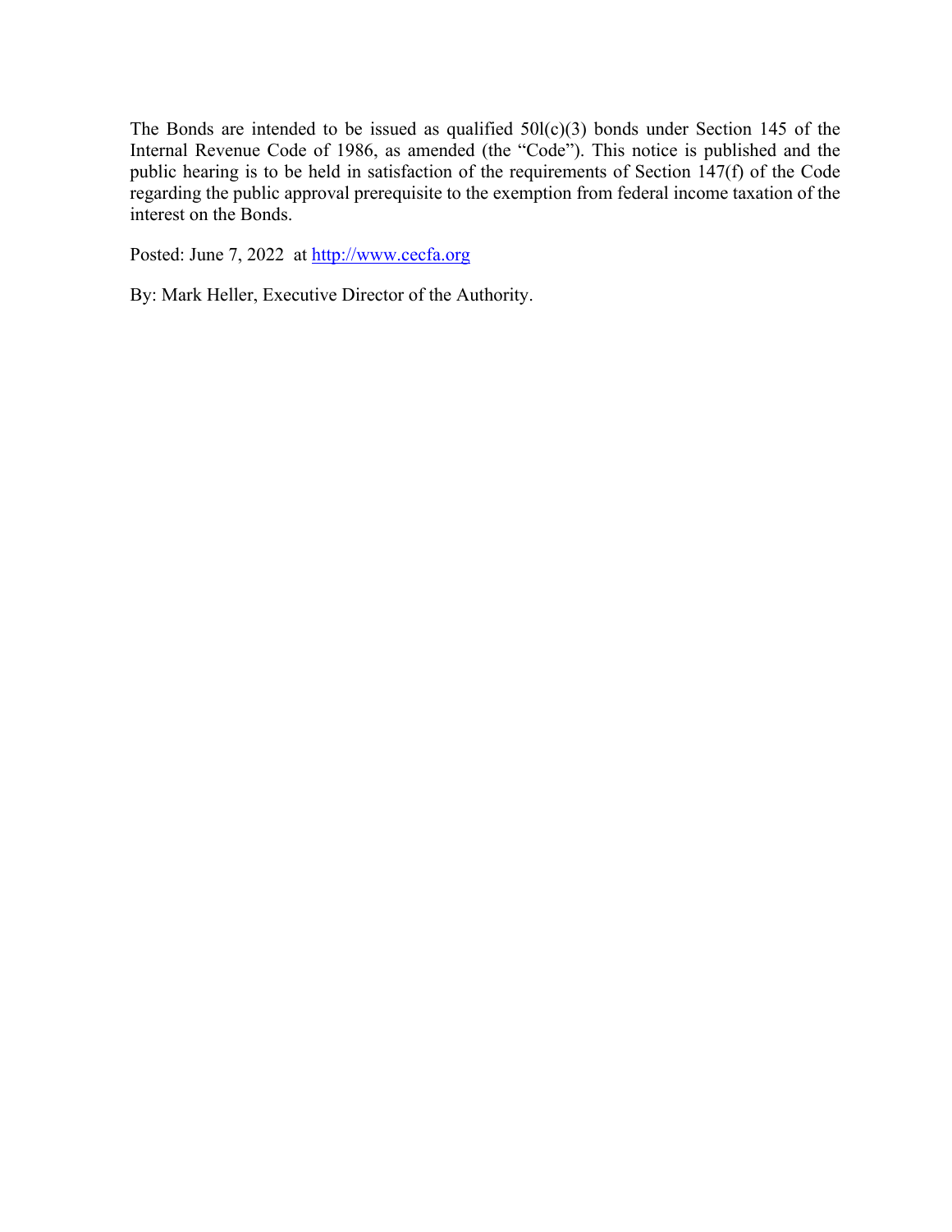The Bonds are intended to be issued as qualified 50l(c)(3) bonds under Section 145 of the Internal Revenue Code of 1986, as amended (the "Code"). This notice is published and the public hearing is to be held in satisfaction of the requirements of Section 147(f) of the Code regarding the public approval prerequisite to the exemption from federal income taxation of the interest on the Bonds.

Posted: June 7, 2022 at [http://www.cecfa.org](http://www.cecfa.org)

By: Mark Heller, Executive Director of the Authority.